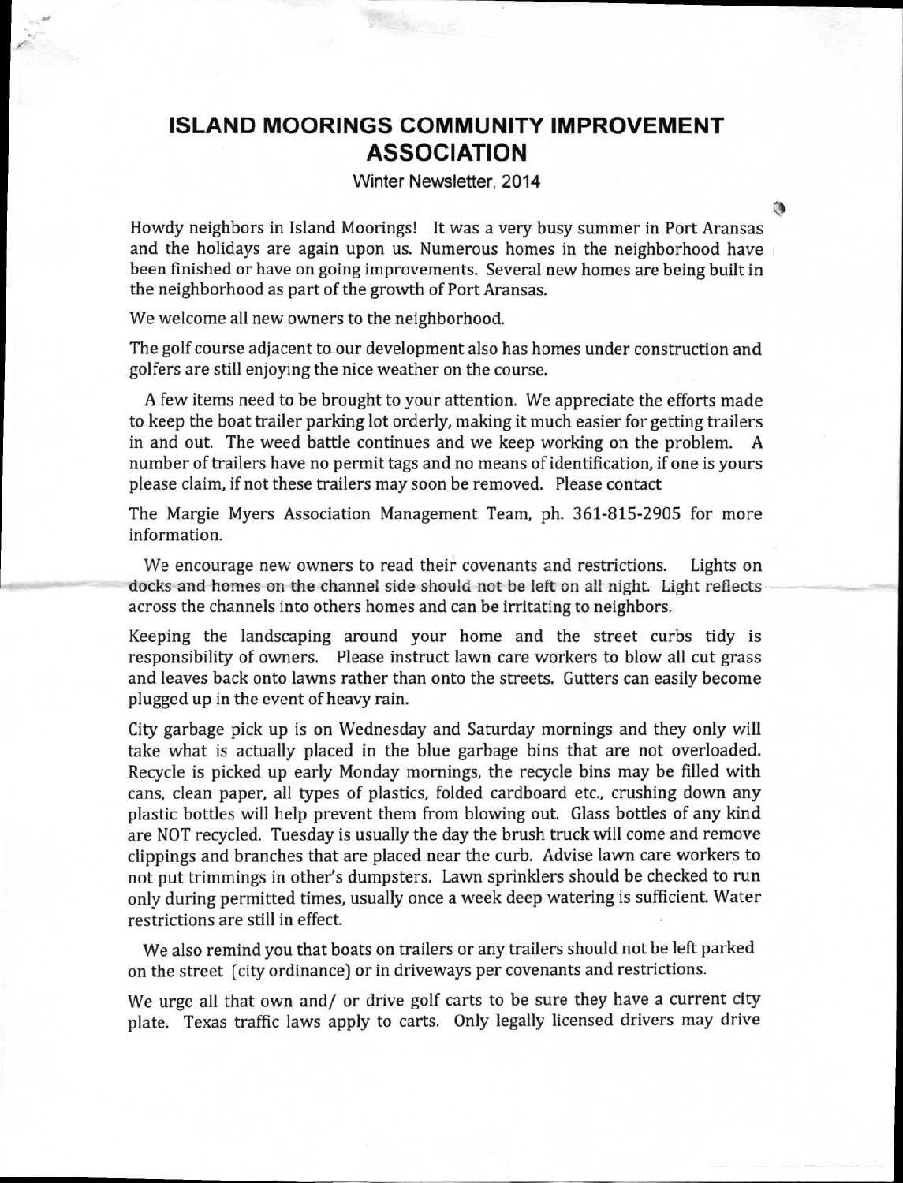# ISLAND MOORINGS COMMUNITY IMPROVEMENT ASSOCIATION

Winter Newsletter, 2014

Howdy neighbors in Island Moorings! It was a very busy summer in Port Aransas and the holidays are again upon us. Numerous homes in the neighborhood have been finished or have on going improvements. Several new homes are being built in the neighborhood as part of the growth of Port Aransas.

We welcome all new owners to the neighborhood.

The golf course adjacent to our development also has homes under construction and golfers are still enjoying the nice weather on the course.

A few items need to be brought to your attention. We appreciate the efforts made to keep the boat trailer parking lot orderly, making it much easier for getting trailers in and out. The weed battle continues and we keep working on the problem. A number of trailers have no permit tags and no means of identification, if one is yours please claim, if not these trailers may soon be removed. Please contact

The Margie Myers Association Management Team, ph. 361-815-2905 for more information.

We encourage new owners to read their covenants and restrictions. Lights on docks and homes on the channel side should not be left on all night. Light reflects across the channels into others homes and can be irritating to neighbors.

Keeping the landscaping around your home and the street curbs tidy is responsibility of owners. Please instruct lawn care workers to blow all cut grass and leaves back onto lawns rather than onto the streets. Gutters can easily become plugged up in the event of heavy rain.

City garbage pick up is on Wednesday and Saturday mornings and they only will take what is actually placed in the blue garbage bins that are not overloaded. Recycle is picked up early Monday mornings, the recycle bins may be filled with cans, clean paper, all types of plastics, folded cardboard etc., crushing down any plastic bottles will help prevent them from blowing out. Glass bottles of any kind are NOT recycled. Tuesday is usually the day the brush truck will come and remove clippings and branches that are placed near the curb. Advise lawn care workers to not put trimmings in other's dumpsters. Lawn sprinklers should be checked to run only during permitted times, usually once a week deep watering is sufficient. Water restrictions are still in effect.

We also remind you that boats on trailers or any trailers should not be left parked on the street (city ordinance) or in driveways per covenants and restrictions.

We urge all that own and/ or drive golf carts to be sure they have a current city plate. Texas traffic laws apply to carts. Only legally licensed drivers may drive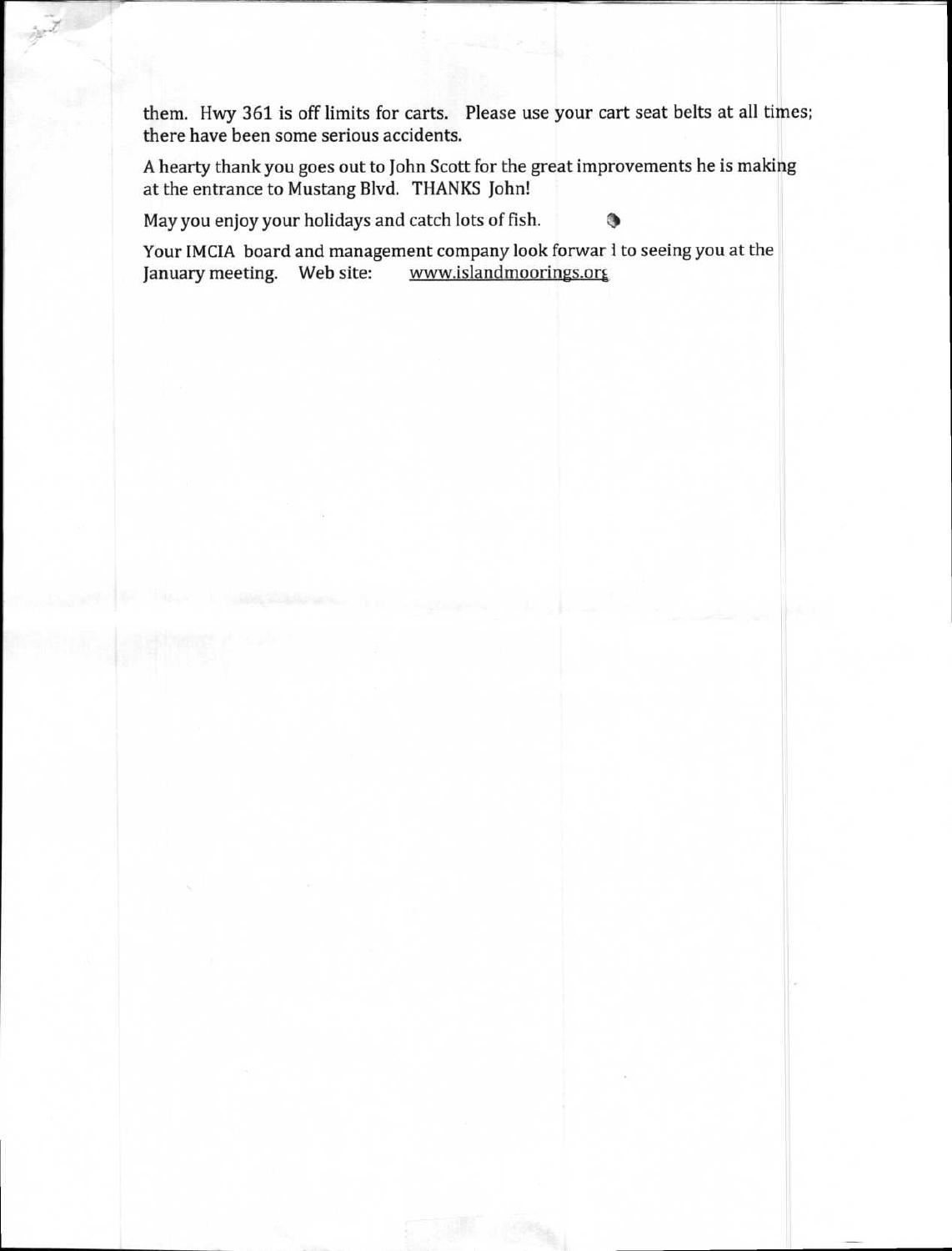them. Hwy 361 is off limits for carts. Please use your cart seat belts at all times; there have been some serious accidents.

A hearty thank you goes out to John Scott for the great improvements he is making at the entrance to Mustang Blvd. THANKS John!

May you enjoy your holidays and catch lots of fish.

Your IMCIA board and management company look forwar l to seeing you at the January meeting. Web site: www.islandmoorings.org